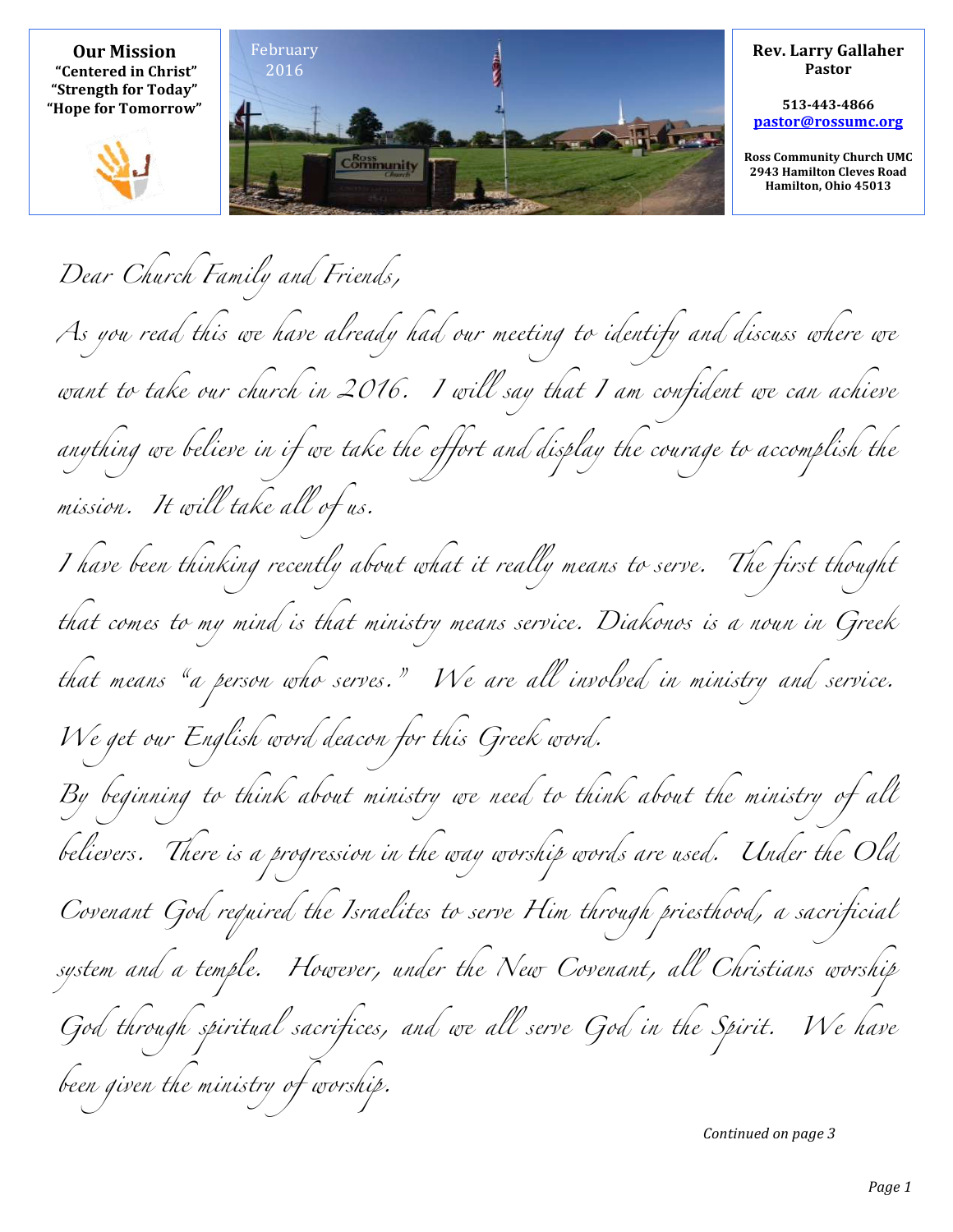**Our Mission**
**"Centered in Christ"**
**"Strength for Today"**
**"Hope for Tomorrow"**

February 2016

**Rev. Larry Gallaher**
**Pastor**

**513-443-4866**
**pastor@rossumc.org**

**Ross Community Church UMC**
**2943 Hamilton Cleves Road**
**Hamilton, Ohio 45013**

*Dear Church Family and Friends,*

*As you read this we have already had our meeting to identify and discuss where we want to take our church in 2016. I will say that I am confident we can achieve anything we believe in if we take the effort and display the courage to accomplish the mission. It will take all of us.*

*I have been thinking recently about what it really means to serve. The first thought that comes to my mind is that ministry means service. Diakonos is a noun in Greek that means "a person who serves." We are all involved in ministry and service. We get our English word deacon for this Greek word.*

*By beginning to think about ministry we need to think about the ministry of all believers. There is a progression in the way worship words are used. Under the Old Covenant God required the Israelites to serve Him through priesthood, a sacrificial system and a temple. However, under the New Covenant, all Christians worship God through spiritual sacrifices, and we all serve God in the Spirit. We have been given the ministry of worship.*

*Continued on page 3*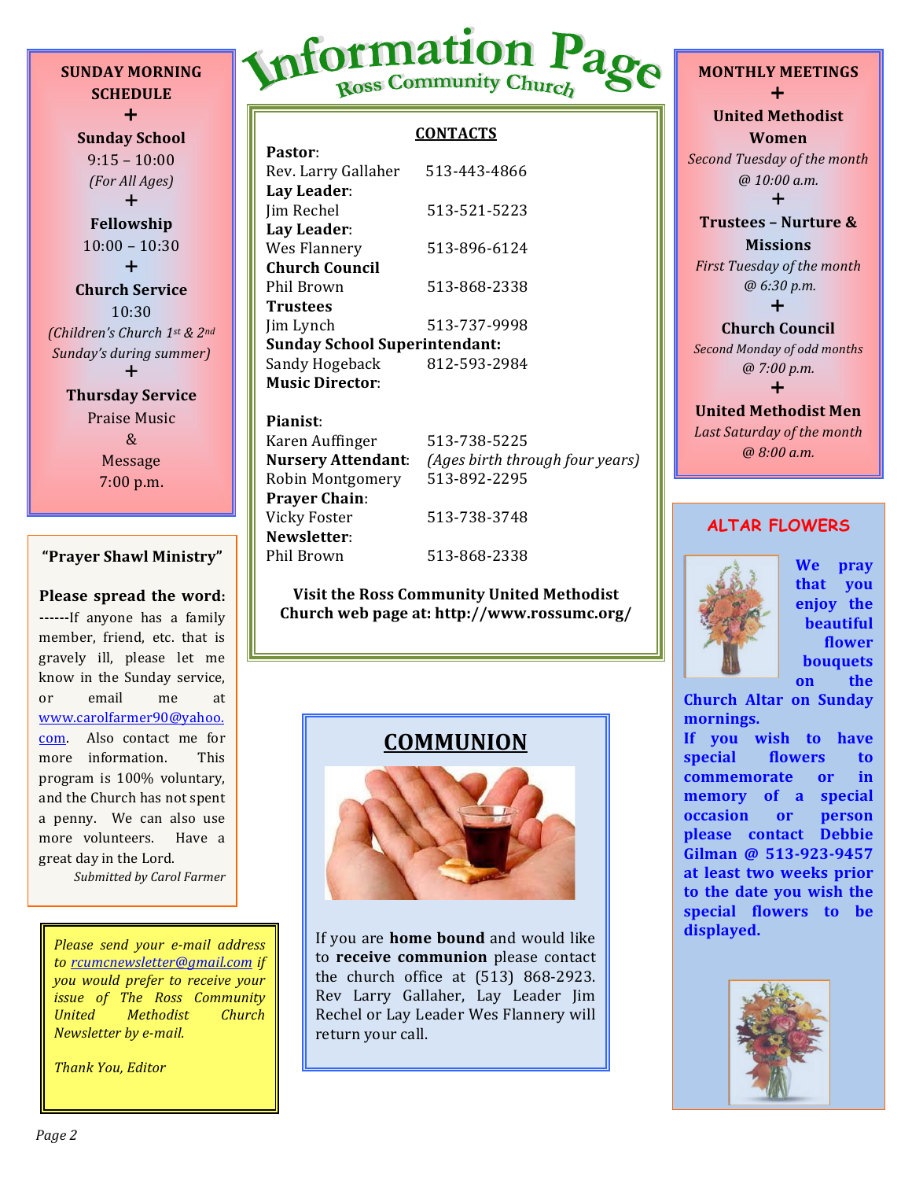# Information Page

## Ross Community Church

### SUNDAY MORNING SCHEDULE

+

**Sunday School**
9:15 – 10:00
*(For All Ages)*

+

**Fellowship**
10:00 – 10:30

+

**Church Service**
10:30
*(Children's Church 1st & 2nd Sunday's during summer)*

+

**Thursday Service**
Praise Music
&
Message
7:00 p.m.

### "Prayer Shawl Ministry"

**Please spread the word:** ------If anyone has a family member, friend, etc. that is gravely ill, please let me know in the Sunday service, or email me at www.carolfarmer90@yahoo.com. Also contact me for more information. This program is 100% voluntary, and the Church has not spent a penny. We can also use more volunteers. Have a great day in the Lord.

*Submitted by Carol Farmer*

*Please send your e-mail address to rcumcnewsletter@gmail.com if you would prefer to receive your issue of The Ross Community United Methodist Church Newsletter by e-mail.*

*Thank You, Editor*

### CONTACTS

**Pastor**:
Rev. Larry Gallaher 513-443-4866
**Lay Leader**:
Jim Rechel 513-521-5223
**Lay Leader**:
Wes Flannery 513-896-6124
**Church Council**
Phil Brown 513-868-2338
**Trustees**
Jim Lynch 513-737-9998
**Sunday School Superintendant:**
Sandy Hogeback 812-593-2984
**Music Director**:

**Pianist**:
Karen Auffinger 513-738-5225
**Nursery Attendant**: *(Ages birth through four years)*
Robin Montgomery 513-892-2295
**Prayer Chain**:
Vicky Foster 513-738-3748
**Newsletter**:
Phil Brown 513-868-2338

**Visit the Ross Community United Methodist Church web page at: http://www.rossumc.org/**

### COMMUNION

If you are **home bound** and would like to **receive communion** please contact the church office at (513) 868-2923. Rev Larry Gallaher, Lay Leader Jim Rechel or Lay Leader Wes Flannery will return your call.

### MONTHLY MEETINGS

+

**United Methodist Women**
*Second Tuesday of the month @ 10:00 a.m.*

+

**Trustees – Nurture & Missions**
*First Tuesday of the month @ 6:30 p.m.*

+

**Church Council**
*Second Monday of odd months @ 7:00 p.m.*

+

**United Methodist Men**
*Last Saturday of the month @ 8:00 a.m.*

### ALTAR FLOWERS

**We pray that you enjoy the beautiful flower bouquets on the Church Altar on Sunday mornings.**

**If you wish to have special flowers to commemorate or in memory of a special occasion or person please contact Debbie Gilman @ 513-923-9457 at least two weeks prior to the date you wish the special flowers to be displayed.**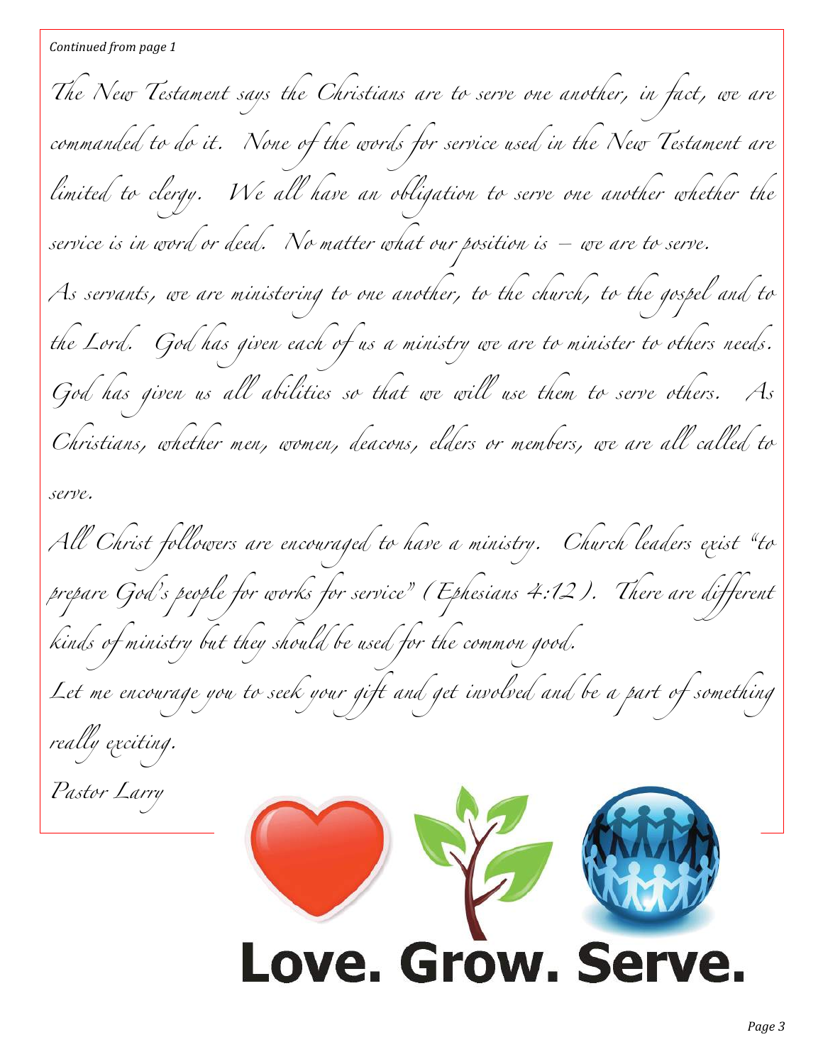*Continued from page 1*

The New Testament says the Christians are to serve one another, in fact, we are commanded to do it. None of the words for service used in the New Testament are limited to clergy. We all have an obligation to serve one another whether the service is in word or deed. No matter what our position is – we are to serve.

As servants, we are ministering to one another, to the church, to the gospel and to the Lord. God has given each of us a ministry we are to minister to others needs. God has given us all abilities so that we will use them to serve others. As Christians, whether men, women, deacons, elders or members, we are all called to serve.

All Christ followers are encouraged to have a ministry. Church leaders exist "to prepare God's people for works for service" (Ephesians 4:12). There are different kinds of ministry but they should be used for the common good.

Let me encourage you to seek your gift and get involved and be a part of something really exciting.

Pastor Larry

**Love. Grow. Serve.**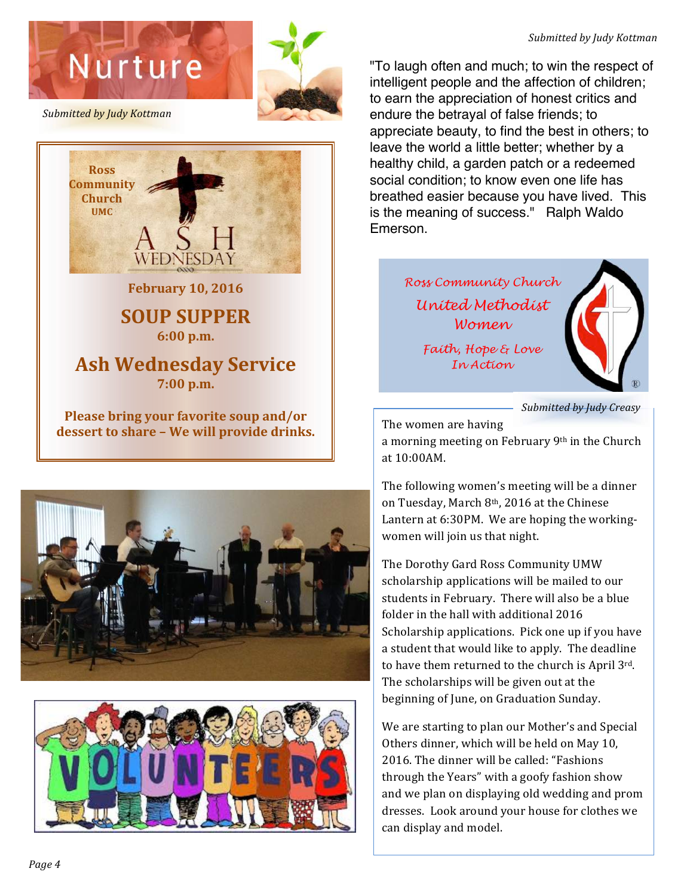# Nurture

*Submitted by Judy Kottman*

**Ross Community Church UMC**

**ASH WEDNESDAY**

**February 10, 2016**

## SOUP SUPPER

**6:00 p.m.**

## Ash Wednesday Service

**7:00 p.m.**

**Please bring your favorite soup and/or dessert to share – We will provide drinks.**

*Submitted by Judy Kottman*

"To laugh often and much; to win the respect of intelligent people and the affection of children; to earn the appreciation of honest critics and endure the betrayal of false friends; to appreciate beauty, to find the best in others; to leave the world a little better; whether by a healthy child, a garden patch or a redeemed social condition; to know even one life has breathed easier because you have lived. This is the meaning of success." Ralph Waldo Emerson.

*Ross Community Church*

*United Methodist Women*

*Faith, Hope & Love In Action*

*Submitted by Judy Creasy*

The women are having a morning meeting on February 9th in the Church at 10:00AM.

The following women's meeting will be a dinner on Tuesday, March 8th, 2016 at the Chinese Lantern at 6:30PM. We are hoping the working-women will join us that night.

The Dorothy Gard Ross Community UMW scholarship applications will be mailed to our students in February. There will also be a blue folder in the hall with additional 2016 Scholarship applications. Pick one up if you have a student that would like to apply. The deadline to have them returned to the church is April 3rd. The scholarships will be given out at the beginning of June, on Graduation Sunday.

We are starting to plan our Mother's and Special Others dinner, which will be held on May 10, 2016. The dinner will be called: "Fashions through the Years" with a goofy fashion show and we plan on displaying old wedding and prom dresses. Look around your house for clothes we can display and model.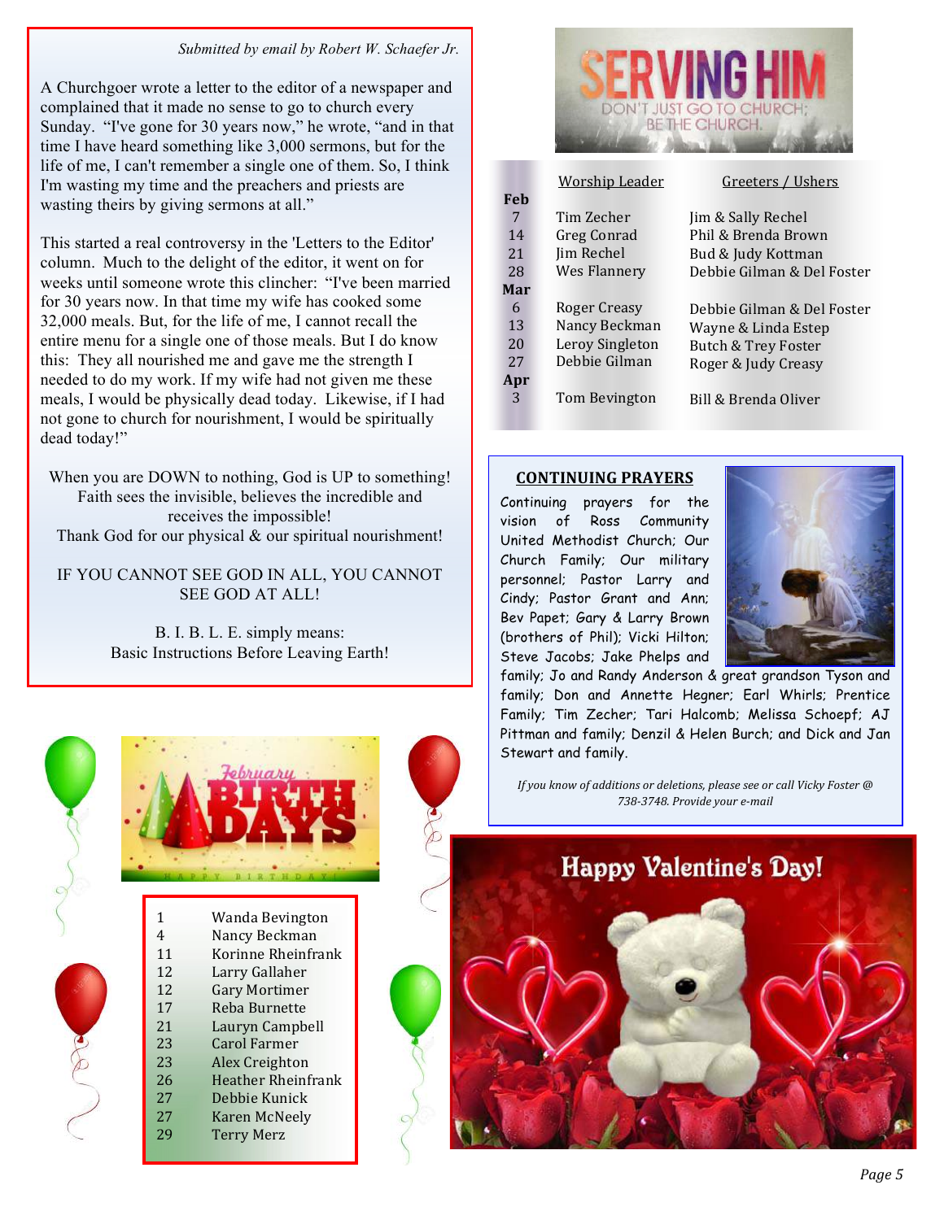*Submitted by email by Robert W. Schaefer Jr.*

A Churchgoer wrote a letter to the editor of a newspaper and complained that it made no sense to go to church every Sunday. "I've gone for 30 years now," he wrote, "and in that time I have heard something like 3,000 sermons, but for the life of me, I can't remember a single one of them. So, I think I'm wasting my time and the preachers and priests are wasting theirs by giving sermons at all."

This started a real controversy in the 'Letters to the Editor' column. Much to the delight of the editor, it went on for weeks until someone wrote this clincher: "I've been married for 30 years now. In that time my wife has cooked some 32,000 meals. But, for the life of me, I cannot recall the entire menu for a single one of those meals. But I do know this: They all nourished me and gave me the strength I needed to do my work. If my wife had not given me these meals, I would be physically dead today. Likewise, if I had not gone to church for nourishment, I would be spiritually dead today!"

When you are DOWN to nothing, God is UP to something!
Faith sees the invisible, believes the incredible and receives the impossible!
Thank God for our physical & our spiritual nourishment!

IF YOU CANNOT SEE GOD IN ALL, YOU CANNOT SEE GOD AT ALL!

B. I. B. L. E. simply means:
Basic Instructions Before Leaving Earth!

## SERVING HIM
DON'T JUST GO TO CHURCH; BE THE CHURCH.

| | Worship Leader | Greeters / Ushers |
|---|---|---|
| **Feb** | | |
| 7 | Tim Zecher | Jim & Sally Rechel |
| 14 | Greg Conrad | Phil & Brenda Brown |
| 21 | Jim Rechel | Bud & Judy Kottman |
| 28 | Wes Flannery | Debbie Gilman & Del Foster |
| **Mar** | | |
| 6 | Roger Creasy | Debbie Gilman & Del Foster |
| 13 | Nancy Beckman | Wayne & Linda Estep |
| 20 | Leroy Singleton | Butch & Trey Foster |
| 27 | Debbie Gilman | Roger & Judy Creasy |
| **Apr** | | |
| 3 | Tom Bevington | Bill & Brenda Oliver |

## CONTINUING PRAYERS

Continuing prayers for the vision of Ross Community United Methodist Church; Our Church Family; Our military personnel; Pastor Larry and Cindy; Pastor Grant and Ann; Bev Papet; Gary & Larry Brown (brothers of Phil); Vicki Hilton; Steve Jacobs; Jake Phelps and family; Jo and Randy Anderson & great grandson Tyson and family; Don and Annette Hegner; Earl Whirls; Prentice Family; Tim Zecher; Tari Halcomb; Melissa Schoepf; AJ Pittman and family; Denzil & Helen Burch; and Dick and Jan Stewart and family.

*If you know of additions or deletions, please see or call Vicky Foster @ 738-3748. Provide your e-mail*

## February BIRTHDAYS

| | |
|---|---|
| 1 | Wanda Bevington |
| 4 | Nancy Beckman |
| 11 | Korinne Rheinfrank |
| 12 | Larry Gallaher |
| 12 | Gary Mortimer |
| 17 | Reba Burnette |
| 21 | Lauryn Campbell |
| 23 | Carol Farmer |
| 23 | Alex Creighton |
| 26 | Heather Rheinfrank |
| 27 | Debbie Kunick |
| 27 | Karen McNeely |
| 29 | Terry Merz |

## Happy Valentine's Day!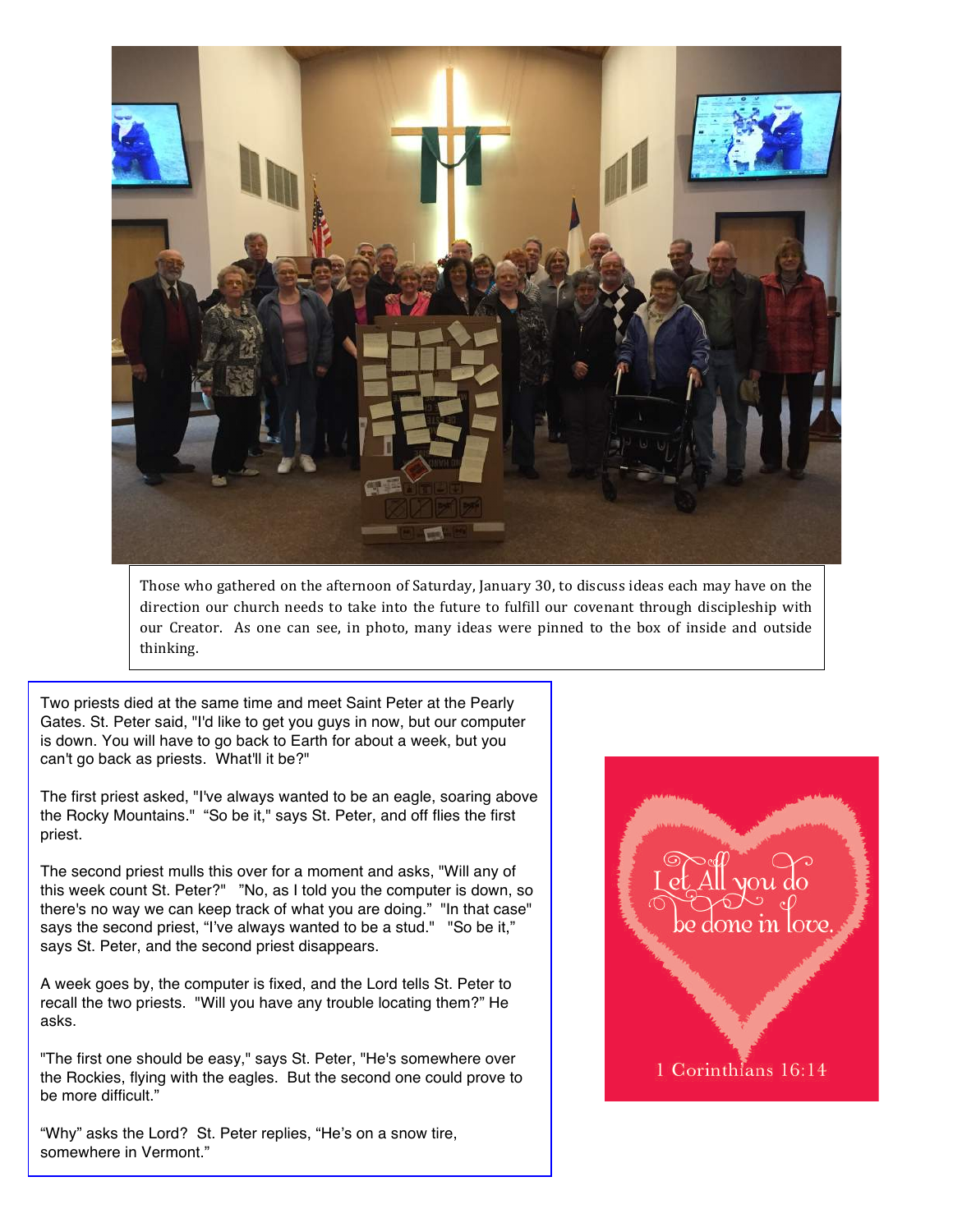Those who gathered on the afternoon of Saturday, January 30, to discuss ideas each may have on the direction our church needs to take into the future to fulfill our covenant through discipleship with our Creator. As one can see, in photo, many ideas were pinned to the box of inside and outside thinking.

Two priests died at the same time and meet Saint Peter at the Pearly Gates. St. Peter said, "I'd like to get you guys in now, but our computer is down. You will have to go back to Earth for about a week, but you can't go back as priests. What'll it be?"

The first priest asked, "I've always wanted to be an eagle, soaring above the Rocky Mountains." "So be it," says St. Peter, and off flies the first priest.

The second priest mulls this over for a moment and asks, "Will any of this week count St. Peter?" "No, as I told you the computer is down, so there's no way we can keep track of what you are doing." "In that case" says the second priest, "I've always wanted to be a stud." "So be it," says St. Peter, and the second priest disappears.

A week goes by, the computer is fixed, and the Lord tells St. Peter to recall the two priests. "Will you have any trouble locating them?" He asks.

"The first one should be easy," says St. Peter, "He's somewhere over the Rockies, flying with the eagles. But the second one could prove to be more difficult."

"Why" asks the Lord? St. Peter replies, "He's on a snow tire, somewhere in Vermont."

Let All you do be done in love.

1 Corinthians 16:14